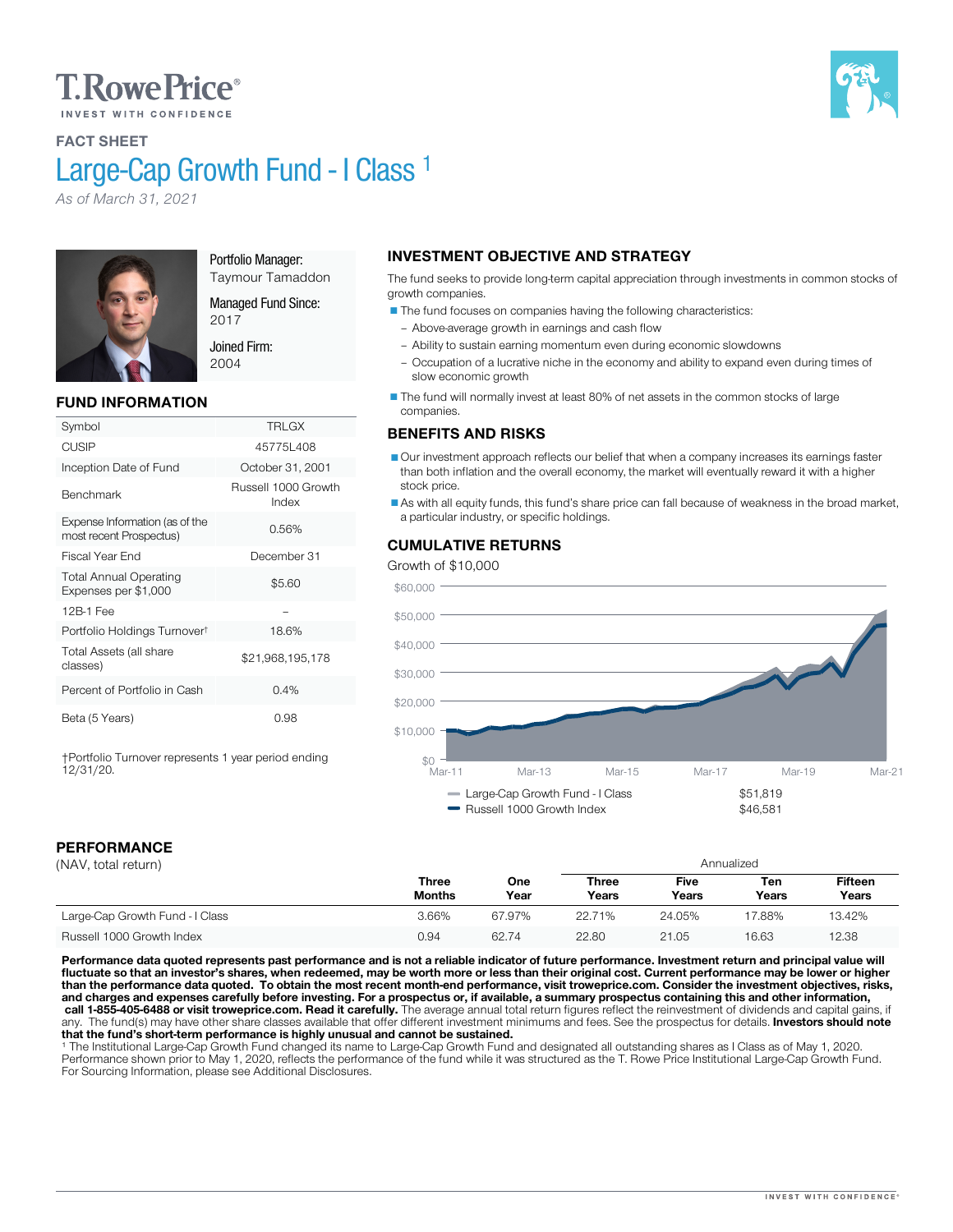T.RowePrice®

INVEST WITH CONFIDENCE

FACT SHEET

# Large-Cap Growth Fund - I Class [1]

*As of March 31, 2021*

Portfolio Manager:
Taymour Tamaddon

Managed Fund Since:
2017

Joined Firm:
2004

## FUND INFORMATION

| | |
|---|---|
| Symbol | TRLGX |
| CUSIP | 45775L408 |
| Inception Date of Fund | October 31, 2001 |
| Benchmark | Russell 1000 Growth Index |
| Expense Information (as of the most recent Prospectus) | 0.56% |
| Fiscal Year End | December 31 |
| Total Annual Operating Expenses per $1,000 | $5.60 |
| 12B-1 Fee | – |
| Portfolio Holdings Turnover† | 18.6% |
| Total Assets (all share classes) | $21,968,195,178 |
| Percent of Portfolio in Cash | 0.4% |
| Beta (5 Years) | 0.98 |

†Portfolio Turnover represents 1 year period ending 12/31/20.

## INVESTMENT OBJECTIVE AND STRATEGY

The fund seeks to provide long-term capital appreciation through investments in common stocks of growth companies.

- The fund focuses on companies having the following characteristics:
  - Above-average growth in earnings and cash flow
  - Ability to sustain earning momentum even during economic slowdowns
  - Occupation of a lucrative niche in the economy and ability to expand even during times of slow economic growth
- The fund will normally invest at least 80% of net assets in the common stocks of large companies.

## BENEFITS AND RISKS

- Our investment approach reflects our belief that when a company increases its earnings faster than both inflation and the overall economy, the market will eventually reward it with a higher stock price.
- As with all equity funds, this fund's share price can fall because of weakness in the broad market, a particular industry, or specific holdings.

## CUMULATIVE RETURNS

Growth of $10,000

| | |
|---|---|
| Large-Cap Growth Fund - I Class | $51,819 |
| Russell 1000 Growth Index | $46,581 |

## PERFORMANCE

(NAV, total return)

| | Three Months | One Year | Annualized Three Years | Five Years | Ten Years | Fifteen Years |
|---|---|---|---|---|---|---|
| Large-Cap Growth Fund - I Class | 3.66% | 67.97% | 22.71% | 24.05% | 17.88% | 13.42% |
| Russell 1000 Growth Index | 0.94 | 62.74 | 22.80 | 21.05 | 16.63 | 12.38 |

**Performance data quoted represents past performance and is not a reliable indicator of future performance. Investment return and principal value will fluctuate so that an investor's shares, when redeemed, may be worth more or less than their original cost. Current performance may be lower or higher than the performance data quoted. To obtain the most recent month-end performance, visit troweprice.com. Consider the investment objectives, risks, and charges and expenses carefully before investing. For a prospectus or, if available, a summary prospectus containing this and other information, call 1-855-405-6488 or visit troweprice.com. Read it carefully.** The average annual total return figures reflect the reinvestment of dividends and capital gains, if any. The fund(s) may have other share classes available that offer different investment minimums and fees. See the prospectus for details. **Investors should note that the fund's short-term performance is highly unusual and cannot be sustained.**

[1] The Institutional Large-Cap Growth Fund changed its name to Large-Cap Growth Fund and designated all outstanding shares as I Class as of May 1, 2020. Performance shown prior to May 1, 2020, reflects the performance of the fund while it was structured as the T. Rowe Price Institutional Large-Cap Growth Fund. For Sourcing Information, please see Additional Disclosures.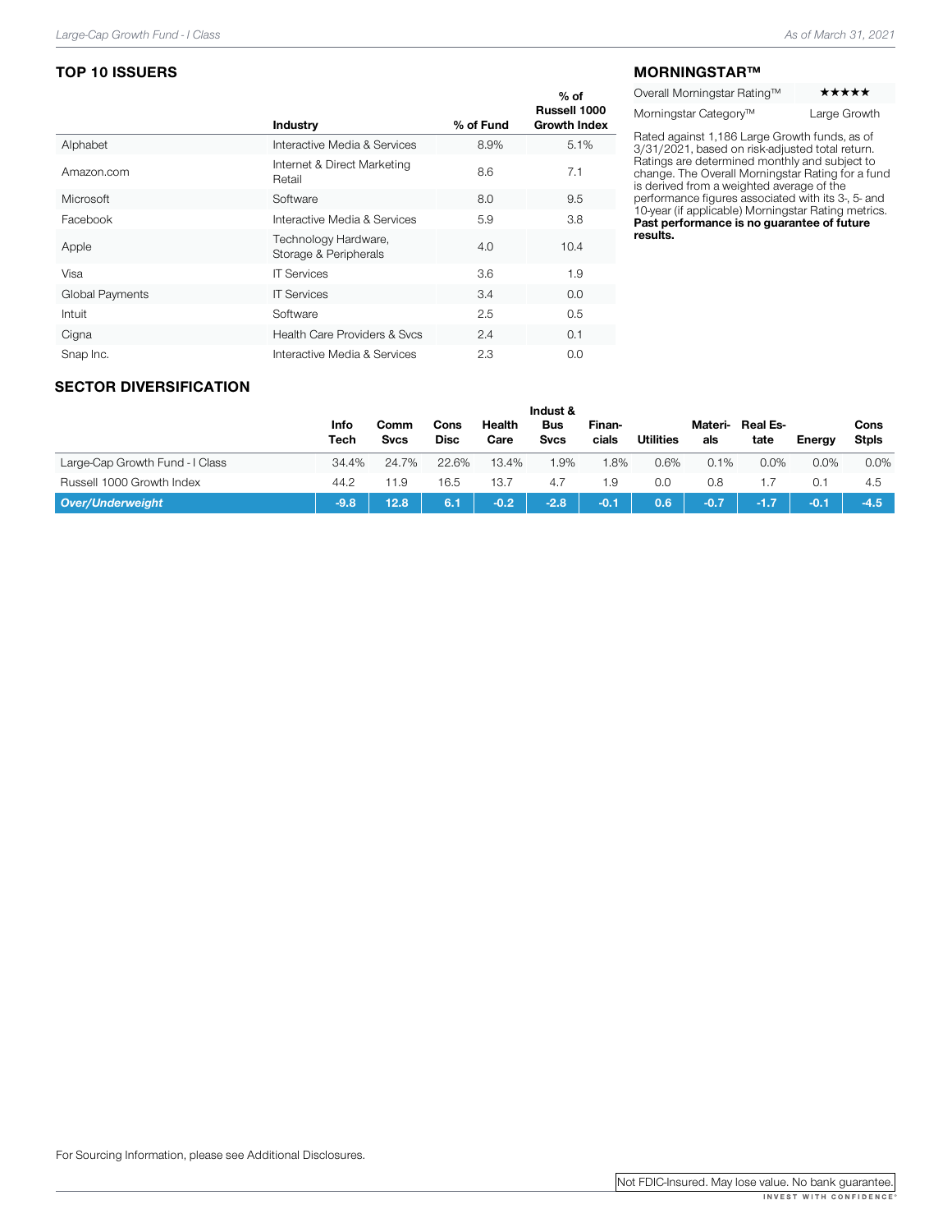## TOP 10 ISSUERS

| | Industry | % of Fund | % of Russell 1000 Growth Index |
|---|---|---|---|
| Alphabet | Interactive Media & Services | 8.9% | 5.1% |
| Amazon.com | Internet & Direct Marketing Retail | 8.6 | 7.1 |
| Microsoft | Software | 8.0 | 9.5 |
| Facebook | Interactive Media & Services | 5.9 | 3.8 |
| Apple | Technology Hardware, Storage & Peripherals | 4.0 | 10.4 |
| Visa | IT Services | 3.6 | 1.9 |
| Global Payments | IT Services | 3.4 | 0.0 |
| Intuit | Software | 2.5 | 0.5 |
| Cigna | Health Care Providers & Svcs | 2.4 | 0.1 |
| Snap Inc. | Interactive Media & Services | 2.3 | 0.0 |

## MORNINGSTAR™

| | |
|---|---|
| Overall Morningstar Rating™ | ★★★★★ |
| Morningstar Category™ | Large Growth |

Rated against 1,186 Large Growth funds, as of 3/31/2021, based on risk-adjusted total return. Ratings are determined monthly and subject to change. The Overall Morningstar Rating for a fund is derived from a weighted average of the performance figures associated with its 3-, 5- and 10-year (if applicable) Morningstar Rating metrics. **Past performance is no guarantee of future results.**

## SECTOR DIVERSIFICATION

| | Info Tech | Comm Svcs | Cons Disc | Health Care | Indust & Bus Svcs | Finan-cials | Utilities | Materi-als | Real Es-tate | Energy | Cons Stpls |
|---|---|---|---|---|---|---|---|---|---|---|---|
| Large-Cap Growth Fund - I Class | 34.4% | 24.7% | 22.6% | 13.4% | 1.9% | 1.8% | 0.6% | 0.1% | 0.0% | 0.0% | 0.0% |
| Russell 1000 Growth Index | 44.2 | 11.9 | 16.5 | 13.7 | 4.7 | 1.9 | 0.0 | 0.8 | 1.7 | 0.1 | 4.5 |
| ***Over/Underweight*** | **-9.8** | **12.8** | **6.1** | **-0.2** | **-2.8** | **-0.1** | **0.6** | **-0.7** | **-1.7** | **-0.1** | **-4.5** |

For Sourcing Information, please see Additional Disclosures.

Not FDIC-Insured. May lose value. No bank guarantee.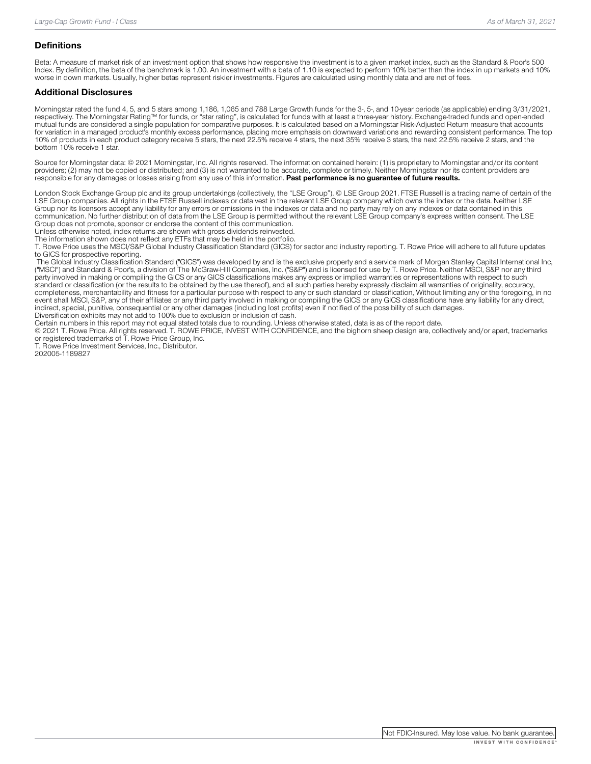## Definitions

Beta: A measure of market risk of an investment option that shows how responsive the investment is to a given market index, such as the Standard & Poor's 500 Index. By definition, the beta of the benchmark is 1.00. An investment with a beta of 1.10 is expected to perform 10% better than the index in up markets and 10% worse in down markets. Usually, higher betas represent riskier investments. Figures are calculated using monthly data and are net of fees.

## Additional Disclosures

Morningstar rated the fund 4, 5, and 5 stars among 1,186, 1,065 and 788 Large Growth funds for the 3-, 5-, and 10-year periods (as applicable) ending 3/31/2021, respectively. The Morningstar Rating™ for funds, or "star rating", is calculated for funds with at least a three-year history. Exchange-traded funds and open-ended mutual funds are considered a single population for comparative purposes. It is calculated based on a Morningstar Risk-Adjusted Return measure that accounts for variation in a managed product's monthly excess performance, placing more emphasis on downward variations and rewarding consistent performance. The top 10% of products in each product category receive 5 stars, the next 22.5% receive 4 stars, the next 35% receive 3 stars, the next 22.5% receive 2 stars, and the bottom 10% receive 1 star.

Source for Morningstar data: © 2021 Morningstar, Inc. All rights reserved. The information contained herein: (1) is proprietary to Morningstar and/or its content providers; (2) may not be copied or distributed; and (3) is not warranted to be accurate, complete or timely. Neither Morningstar nor its content providers are responsible for any damages or losses arising from any use of this information. **Past performance is no guarantee of future results.**

London Stock Exchange Group plc and its group undertakings (collectively, the "LSE Group"). © LSE Group 2021. FTSE Russell is a trading name of certain of the LSE Group companies. All rights in the FTSE Russell indexes or data vest in the relevant LSE Group company which owns the index or the data. Neither LSE Group nor its licensors accept any liability for any errors or omissions in the indexes or data and no party may rely on any indexes or data contained in this communication. No further distribution of data from the LSE Group is permitted without the relevant LSE Group company's express written consent. The LSE Group does not promote, sponsor or endorse the content of this communication.
Unless otherwise noted, index returns are shown with gross dividends reinvested.
The information shown does not reflect any ETFs that may be held in the portfolio.
T. Rowe Price uses the MSCI/S&P Global Industry Classification Standard (GICS) for sector and industry reporting. T. Rowe Price will adhere to all future updates to GICS for prospective reporting.
The Global Industry Classification Standard ("GICS") was developed by and is the exclusive property and a service mark of Morgan Stanley Capital International Inc, ("MSCI") and Standard & Poor's, a division of The McGraw-Hill Companies, Inc. ("S&P") and is licensed for use by T. Rowe Price. Neither MSCI, S&P nor any third party involved in making or compiling the GICS or any GICS classifications makes any express or implied warranties or representations with respect to such standard or classification (or the results to be obtained by the use thereof), and all such parties hereby expressly disclaim all warranties of originality, accuracy, completeness, merchantability and fitness for a particular purpose with respect to any or such standard or classification, Without limiting any or the foregoing, in no event shall MSCI, S&P, any of their affiliates or any third party involved in making or compiling the GICS or any GICS classifications have any liability for any direct, indirect, special, punitive, consequential or any other damages (including lost profits) even if notified of the possibility of such damages.
Diversification exhibits may not add to 100% due to exclusion or inclusion of cash.
Certain numbers in this report may not equal stated totals due to rounding. Unless otherwise stated, data is as of the report date.
© 2021 T. Rowe Price. All rights reserved. T. ROWE PRICE, INVEST WITH CONFIDENCE, and the bighorn sheep design are, collectively and/or apart, trademarks or registered trademarks of T. Rowe Price Group, Inc.
T. Rowe Price Investment Services, Inc., Distributor.
202005-1189827

Not FDIC-Insured. May lose value. No bank guarantee.